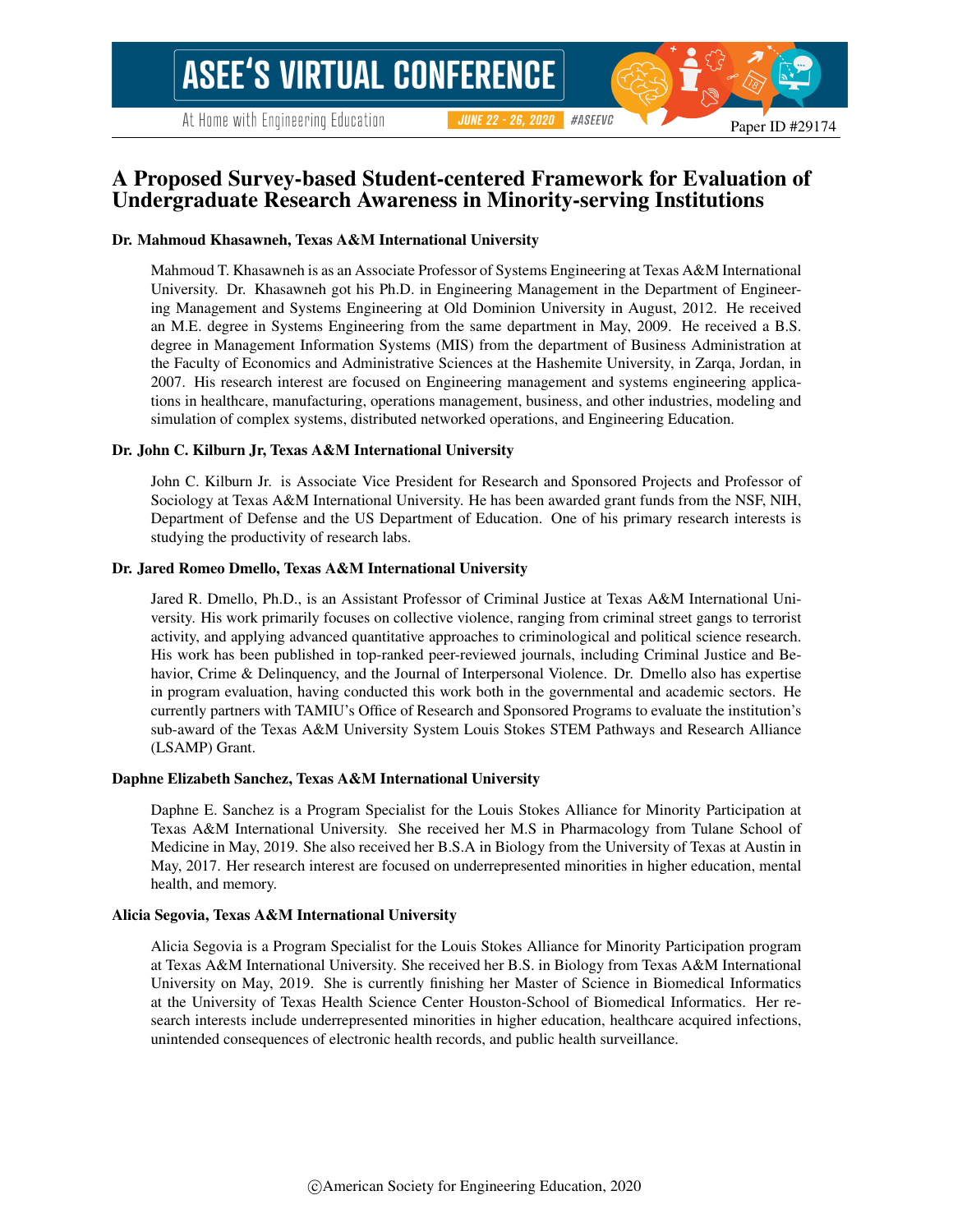# A Proposed Survey-based Student-centered Framework for Evaluation of Undergraduate Research Awareness in Minority-serving Institutions

### Dr. Mahmoud Khasawneh, Texas A&M International University

Mahmoud T. Khasawneh is as an Associate Professor of Systems Engineering at Texas A&M International University. Dr. Khasawneh got his Ph.D. in Engineering Management in the Department of Engineering Management and Systems Engineering at Old Dominion University in August, 2012. He received an M.E. degree in Systems Engineering from the same department in May, 2009. He received a B.S. degree in Management Information Systems (MIS) from the department of Business Administration at the Faculty of Economics and Administrative Sciences at the Hashemite University, in Zarqa, Jordan, in 2007. His research interest are focused on Engineering management and systems engineering applications in healthcare, manufacturing, operations management, business, and other industries, modeling and simulation of complex systems, distributed networked operations, and Engineering Education.

### Dr. John C. Kilburn Jr, Texas A&M International University

John C. Kilburn Jr. is Associate Vice President for Research and Sponsored Projects and Professor of Sociology at Texas A&M International University. He has been awarded grant funds from the NSF, NIH, Department of Defense and the US Department of Education. One of his primary research interests is studying the productivity of research labs.

### Dr. Jared Romeo Dmello, Texas A&M International University

Jared R. Dmello, Ph.D., is an Assistant Professor of Criminal Justice at Texas A&M International University. His work primarily focuses on collective violence, ranging from criminal street gangs to terrorist activity, and applying advanced quantitative approaches to criminological and political science research. His work has been published in top-ranked peer-reviewed journals, including Criminal Justice and Behavior, Crime & Delinquency, and the Journal of Interpersonal Violence. Dr. Dmello also has expertise in program evaluation, having conducted this work both in the governmental and academic sectors. He currently partners with TAMIU's Office of Research and Sponsored Programs to evaluate the institution's sub-award of the Texas A&M University System Louis Stokes STEM Pathways and Research Alliance (LSAMP) Grant.

### Daphne Elizabeth Sanchez, Texas A&M International University

Daphne E. Sanchez is a Program Specialist for the Louis Stokes Alliance for Minority Participation at Texas A&M International University. She received her M.S in Pharmacology from Tulane School of Medicine in May, 2019. She also received her B.S.A in Biology from the University of Texas at Austin in May, 2017. Her research interest are focused on underrepresented minorities in higher education, mental health, and memory.

### Alicia Segovia, Texas A&M International University

Alicia Segovia is a Program Specialist for the Louis Stokes Alliance for Minority Participation program at Texas A&M International University. She received her B.S. in Biology from Texas A&M International University on May, 2019. She is currently finishing her Master of Science in Biomedical Informatics at the University of Texas Health Science Center Houston-School of Biomedical Informatics. Her research interests include underrepresented minorities in higher education, healthcare acquired infections, unintended consequences of electronic health records, and public health surveillance.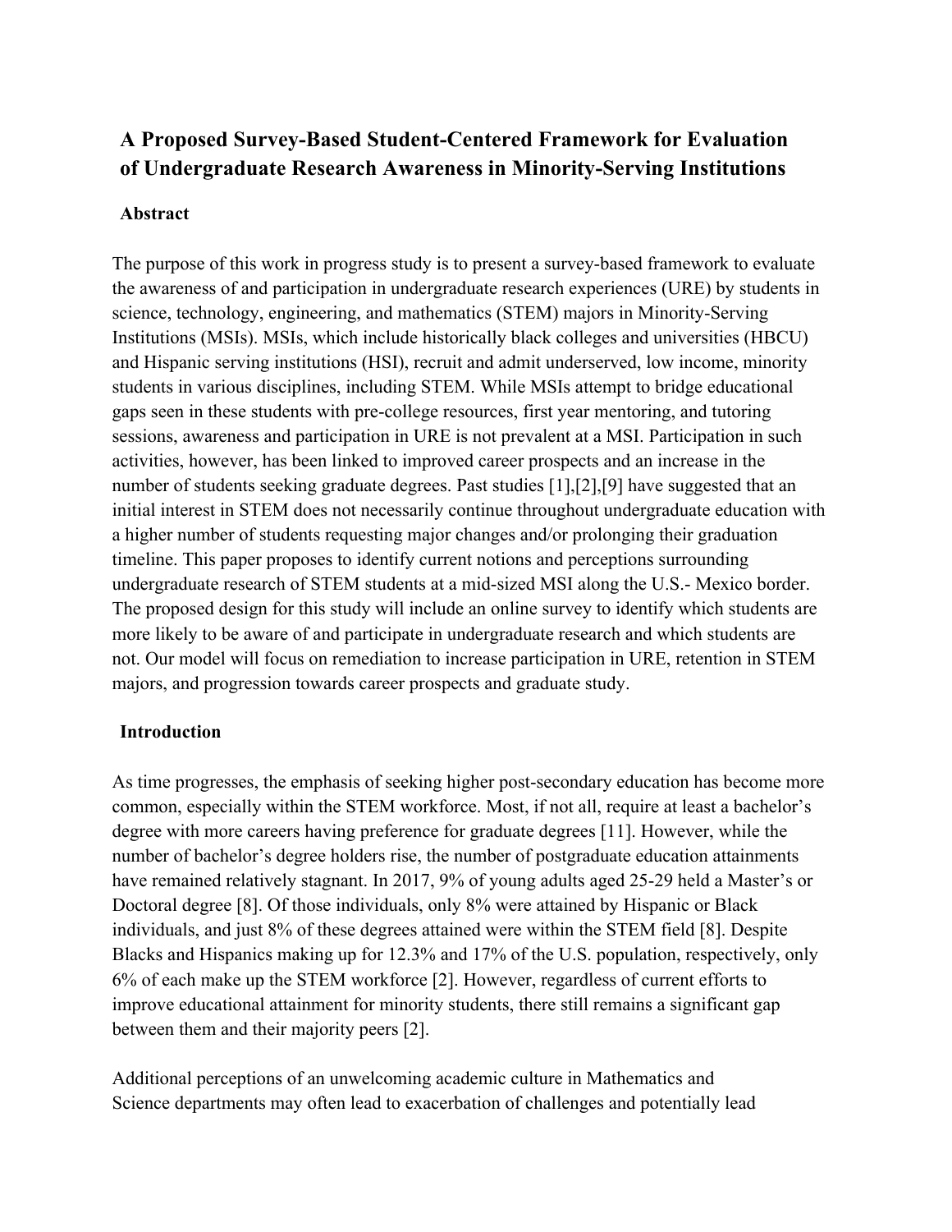# A Proposed Survey-Based Student-Centered Framework for Evaluation of Undergraduate Research Awareness in Minority-Serving Institutions

## Abstract

The purpose of this work in progress study is to present a survey-based framework to evaluate the awareness of and participation in undergraduate research experiences (URE) by students in science, technology, engineering, and mathematics (STEM) majors in Minority-Serving Institutions (MSIs). MSIs, which include historically black colleges and universities (HBCU) and Hispanic serving institutions (HSI), recruit and admit underserved, low income, minority students in various disciplines, including STEM. While MSIs attempt to bridge educational gaps seen in these students with pre-college resources, first year mentoring, and tutoring sessions, awareness and participation in URE is not prevalent at a MSI. Participation in such activities, however, has been linked to improved career prospects and an increase in the number of students seeking graduate degrees. Past studies [1],[2],[9] have suggested that an initial interest in STEM does not necessarily continue throughout undergraduate education with a higher number of students requesting major changes and/or prolonging their graduation timeline. This paper proposes to identify current notions and perceptions surrounding undergraduate research of STEM students at a mid-sized MSI along the U.S.- Mexico border. The proposed design for this study will include an online survey to identify which students are more likely to be aware of and participate in undergraduate research and which students are not. Our model will focus on remediation to increase participation in URE, retention in STEM majors, and progression towards career prospects and graduate study.

## Introduction

As time progresses, the emphasis of seeking higher post-secondary education has become more common, especially within the STEM workforce. Most, if not all, require at least a bachelor's degree with more careers having preference for graduate degrees [11]. However, while the number of bachelor's degree holders rise, the number of postgraduate education attainments have remained relatively stagnant. In 2017, 9% of young adults aged 25-29 held a Master's or Doctoral degree [8]. Of those individuals, only 8% were attained by Hispanic or Black individuals, and just 8% of these degrees attained were within the STEM field [8]. Despite Blacks and Hispanics making up for 12.3% and 17% of the U.S. population, respectively, only 6% of each make up the STEM workforce [2]. However, regardless of current efforts to improve educational attainment for minority students, there still remains a significant gap between them and their majority peers [2].

Additional perceptions of an unwelcoming academic culture in Mathematics and Science departments may often lead to exacerbation of challenges and potentially lead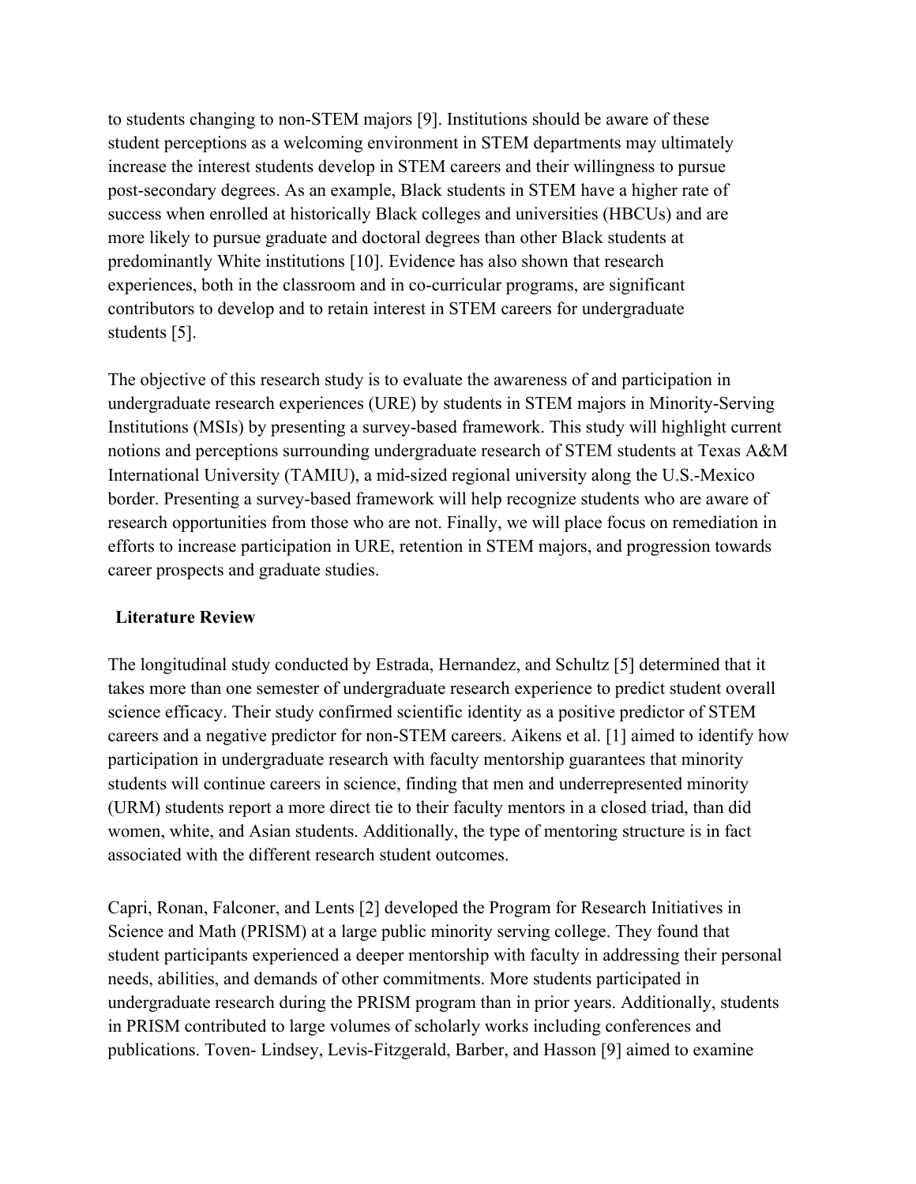to students changing to non-STEM majors [9]. Institutions should be aware of these student perceptions as a welcoming environment in STEM departments may ultimately increase the interest students develop in STEM careers and their willingness to pursue post-secondary degrees. As an example, Black students in STEM have a higher rate of success when enrolled at historically Black colleges and universities (HBCUs) and are more likely to pursue graduate and doctoral degrees than other Black students at predominantly White institutions [10]. Evidence has also shown that research experiences, both in the classroom and in co-curricular programs, are significant contributors to develop and to retain interest in STEM careers for undergraduate students [5].

The objective of this research study is to evaluate the awareness of and participation in undergraduate research experiences (URE) by students in STEM majors in Minority-Serving Institutions (MSIs) by presenting a survey-based framework. This study will highlight current notions and perceptions surrounding undergraduate research of STEM students at Texas A&M International University (TAMIU), a mid-sized regional university along the U.S.-Mexico border. Presenting a survey-based framework will help recognize students who are aware of research opportunities from those who are not. Finally, we will place focus on remediation in efforts to increase participation in URE, retention in STEM majors, and progression towards career prospects and graduate studies.

## Literature Review

The longitudinal study conducted by Estrada, Hernandez, and Schultz [5] determined that it takes more than one semester of undergraduate research experience to predict student overall science efficacy. Their study confirmed scientific identity as a positive predictor of STEM careers and a negative predictor for non-STEM careers. Aikens et al. [1] aimed to identify how participation in undergraduate research with faculty mentorship guarantees that minority students will continue careers in science, finding that men and underrepresented minority (URM) students report a more direct tie to their faculty mentors in a closed triad, than did women, white, and Asian students. Additionally, the type of mentoring structure is in fact associated with the different research student outcomes.

Capri, Ronan, Falconer, and Lents [2] developed the Program for Research Initiatives in Science and Math (PRISM) at a large public minority serving college. They found that student participants experienced a deeper mentorship with faculty in addressing their personal needs, abilities, and demands of other commitments. More students participated in undergraduate research during the PRISM program than in prior years. Additionally, students in PRISM contributed to large volumes of scholarly works including conferences and publications. Toven- Lindsey, Levis-Fitzgerald, Barber, and Hasson [9] aimed to examine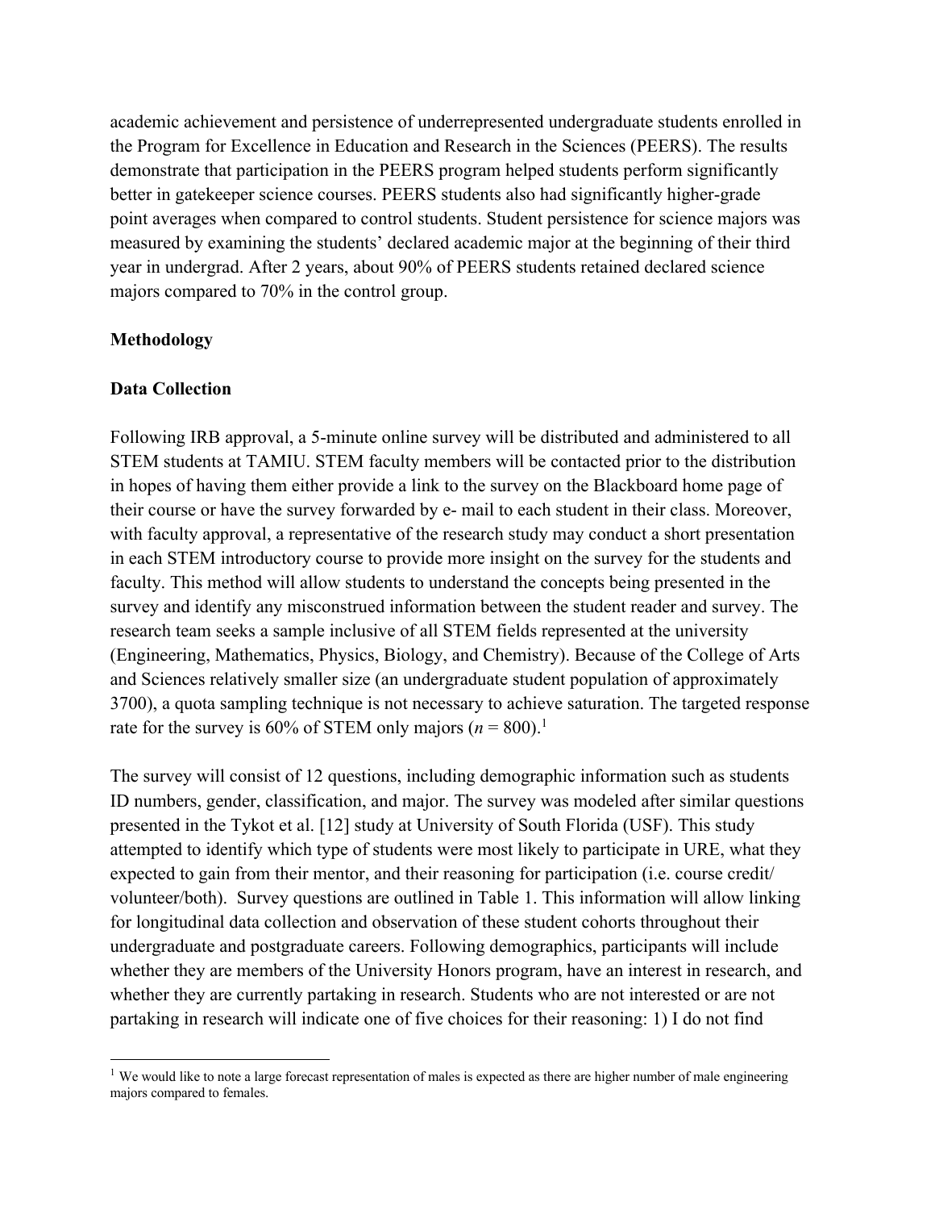academic achievement and persistence of underrepresented undergraduate students enrolled in the Program for Excellence in Education and Research in the Sciences (PEERS). The results demonstrate that participation in the PEERS program helped students perform significantly better in gatekeeper science courses. PEERS students also had significantly higher-grade point averages when compared to control students. Student persistence for science majors was measured by examining the students' declared academic major at the beginning of their third year in undergrad. After 2 years, about 90% of PEERS students retained declared science majors compared to 70% in the control group.

**Methodology**

**Data Collection**

Following IRB approval, a 5-minute online survey will be distributed and administered to all STEM students at TAMIU. STEM faculty members will be contacted prior to the distribution in hopes of having them either provide a link to the survey on the Blackboard home page of their course or have the survey forwarded by e- mail to each student in their class. Moreover, with faculty approval, a representative of the research study may conduct a short presentation in each STEM introductory course to provide more insight on the survey for the students and faculty. This method will allow students to understand the concepts being presented in the survey and identify any misconstrued information between the student reader and survey. The research team seeks a sample inclusive of all STEM fields represented at the university (Engineering, Mathematics, Physics, Biology, and Chemistry). Because of the College of Arts and Sciences relatively smaller size (an undergraduate student population of approximately 3700), a quota sampling technique is not necessary to achieve saturation. The targeted response rate for the survey is 60% of STEM only majors (*n* = 800).[1]

The survey will consist of 12 questions, including demographic information such as students ID numbers, gender, classification, and major. The survey was modeled after similar questions presented in the Tykot et al. [12] study at University of South Florida (USF). This study attempted to identify which type of students were most likely to participate in URE, what they expected to gain from their mentor, and their reasoning for participation (i.e. course credit/ volunteer/both). Survey questions are outlined in Table 1. This information will allow linking for longitudinal data collection and observation of these student cohorts throughout their undergraduate and postgraduate careers. Following demographics, participants will include whether they are members of the University Honors program, have an interest in research, and whether they are currently partaking in research. Students who are not interested or are not partaking in research will indicate one of five choices for their reasoning: 1) I do not find

[1] We would like to note a large forecast representation of males is expected as there are higher number of male engineering majors compared to females.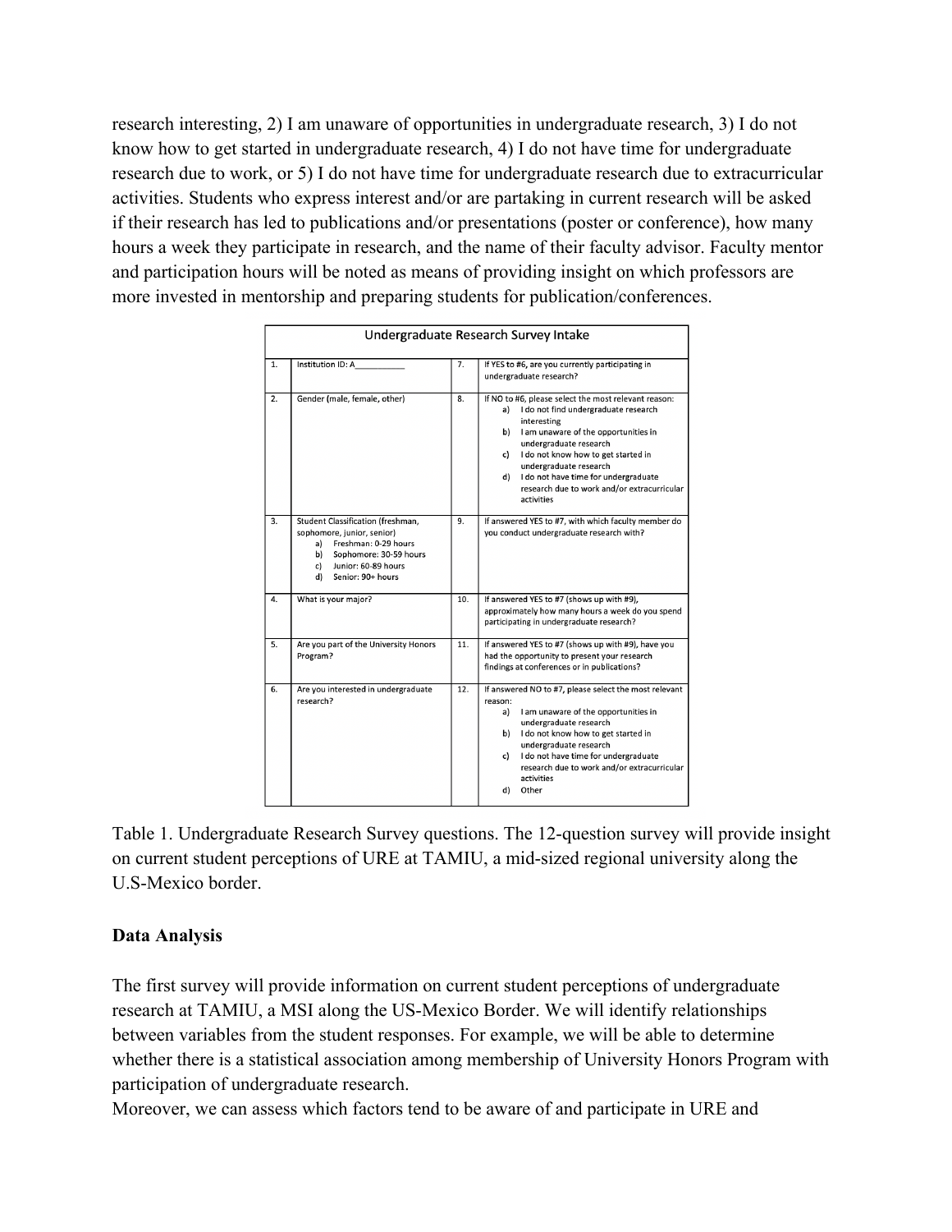research interesting, 2) I am unaware of opportunities in undergraduate research, 3) I do not know how to get started in undergraduate research, 4) I do not have time for undergraduate research due to work, or 5) I do not have time for undergraduate research due to extracurricular activities. Students who express interest and/or are partaking in current research will be asked if their research has led to publications and/or presentations (poster or conference), how many hours a week they participate in research, and the name of their faculty advisor. Faculty mentor and participation hours will be noted as means of providing insight on which professors are more invested in mentorship and preparing students for publication/conferences.

| Undergraduate Research Survey Intake | | | |
|---|---|---|---|
| 1. | Institution ID: A__________ | 7. | If YES to #6, are you currently participating in undergraduate research? |
| 2. | Gender (male, female, other) | 8. | If NO to #6, please select the most relevant reason: a) I do not find undergraduate research interesting b) I am unaware of the opportunities in undergraduate research c) I do not know how to get started in undergraduate research d) I do not have time for undergraduate research due to work and/or extracurricular activities |
| 3. | Student Classification (freshman, sophomore, junior, senior) a) Freshman: 0-29 hours b) Sophomore: 30-59 hours c) Junior: 60-89 hours d) Senior: 90+ hours | 9. | If answered YES to #7, with which faculty member do you conduct undergraduate research with? |
| 4. | What is your major? | 10. | If answered YES to #7 (shows up with #9), approximately how many hours a week do you spend participating in undergraduate research? |
| 5. | Are you part of the University Honors Program? | 11. | If answered YES to #7 (shows up with #9), have you had the opportunity to present your research findings at conferences or in publications? |
| 6. | Are you interested in undergraduate research? | 12. | If answered NO to #7, please select the most relevant reason: a) I am unaware of the opportunities in undergraduate research b) I do not know how to get started in undergraduate research c) I do not have time for undergraduate research due to work and/or extracurricular activities d) Other |

Table 1. Undergraduate Research Survey questions. The 12-question survey will provide insight on current student perceptions of URE at TAMIU, a mid-sized regional university along the U.S-Mexico border.

**Data Analysis**

The first survey will provide information on current student perceptions of undergraduate research at TAMIU, a MSI along the US-Mexico Border. We will identify relationships between variables from the student responses. For example, we will be able to determine whether there is a statistical association among membership of University Honors Program with participation of undergraduate research.

Moreover, we can assess which factors tend to be aware of and participate in URE and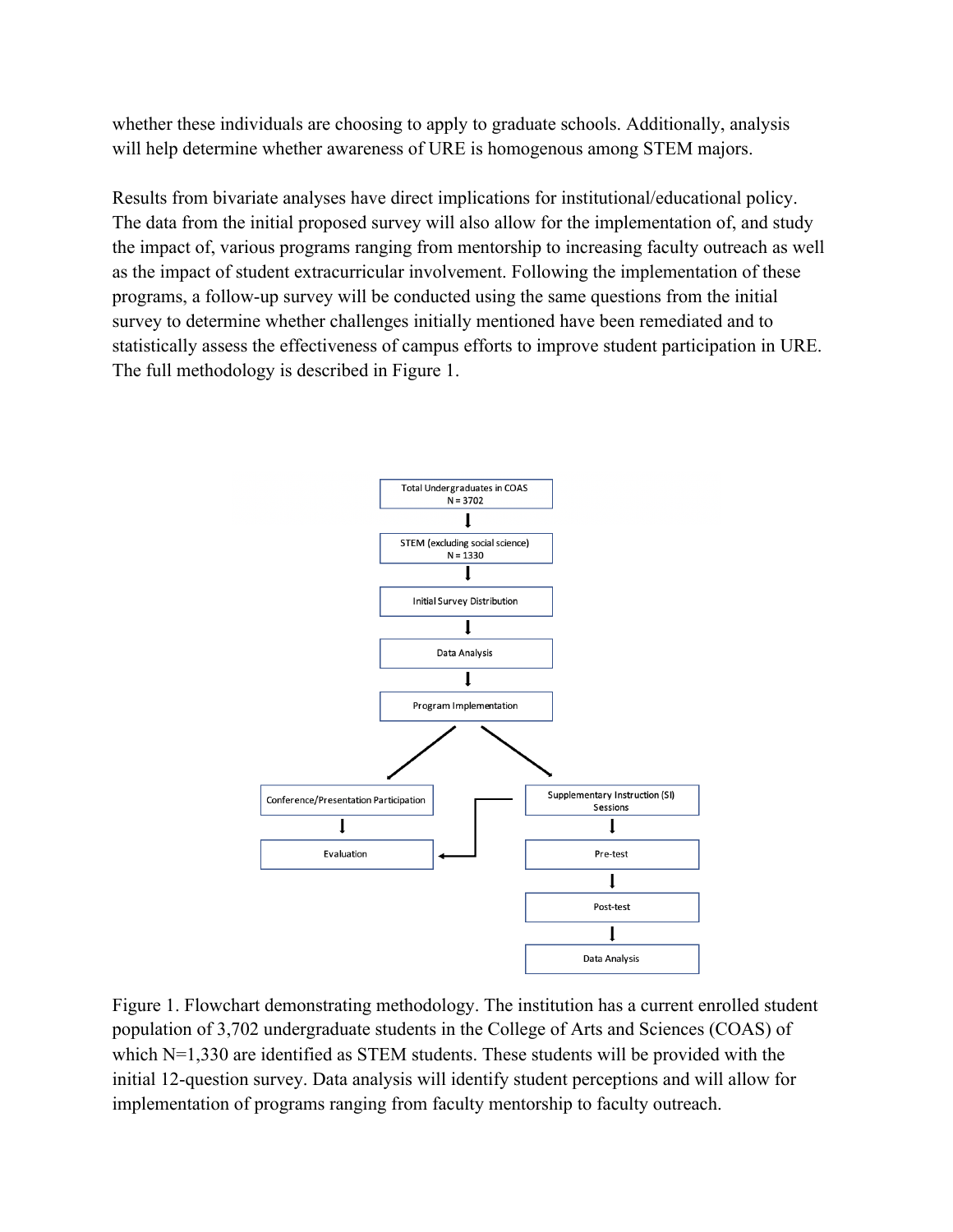whether these individuals are choosing to apply to graduate schools. Additionally, analysis will help determine whether awareness of URE is homogenous among STEM majors.

Results from bivariate analyses have direct implications for institutional/educational policy. The data from the initial proposed survey will also allow for the implementation of, and study the impact of, various programs ranging from mentorship to increasing faculty outreach as well as the impact of student extracurricular involvement. Following the implementation of these programs, a follow-up survey will be conducted using the same questions from the initial survey to determine whether challenges initially mentioned have been remediated and to statistically assess the effectiveness of campus efforts to improve student participation in URE. The full methodology is described in Figure 1.

Total Undergraduates in COAS
N = 3702

STEM (excluding social science)
N = 1330

Initial Survey Distribution

Data Analysis

Program Implementation

Conference/Presentation Participation

Evaluation

Supplementary Instruction (SI) Sessions

Pre-test

Post-test

Data Analysis

Figure 1. Flowchart demonstrating methodology. The institution has a current enrolled student population of 3,702 undergraduate students in the College of Arts and Sciences (COAS) of which N=1,330 are identified as STEM students. These students will be provided with the initial 12-question survey. Data analysis will identify student perceptions and will allow for implementation of programs ranging from faculty mentorship to faculty outreach.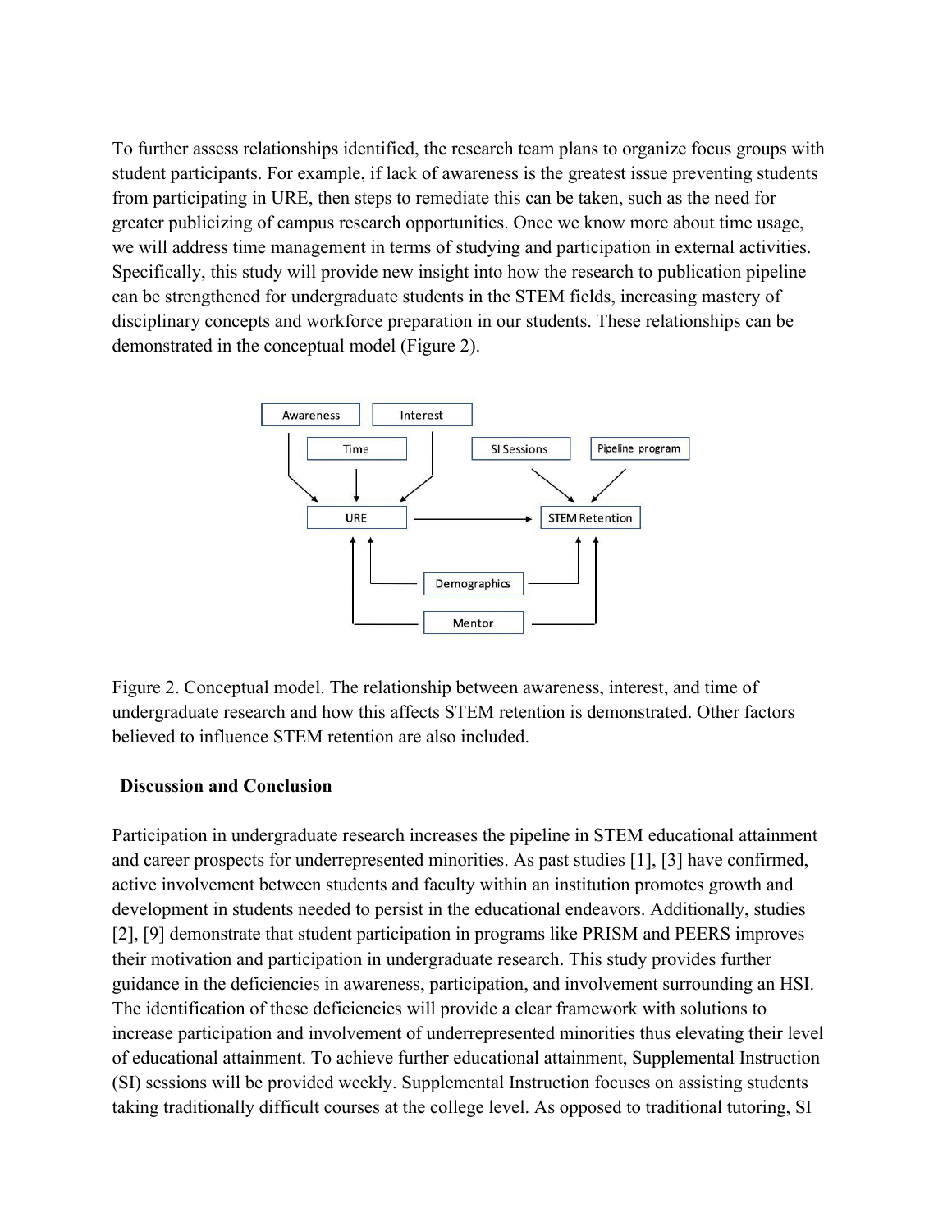To further assess relationships identified, the research team plans to organize focus groups with student participants. For example, if lack of awareness is the greatest issue preventing students from participating in URE, then steps to remediate this can be taken, such as the need for greater publicizing of campus research opportunities. Once we know more about time usage, we will address time management in terms of studying and participation in external activities. Specifically, this study will provide new insight into how the research to publication pipeline can be strengthened for undergraduate students in the STEM fields, increasing mastery of disciplinary concepts and workforce preparation in our students. These relationships can be demonstrated in the conceptual model (Figure 2).

Figure 2. Conceptual model. The relationship between awareness, interest, and time of undergraduate research and how this affects STEM retention is demonstrated. Other factors believed to influence STEM retention are also included.

## Discussion and Conclusion

Participation in undergraduate research increases the pipeline in STEM educational attainment and career prospects for underrepresented minorities. As past studies [1], [3] have confirmed, active involvement between students and faculty within an institution promotes growth and development in students needed to persist in the educational endeavors. Additionally, studies [2], [9] demonstrate that student participation in programs like PRISM and PEERS improves their motivation and participation in undergraduate research. This study provides further guidance in the deficiencies in awareness, participation, and involvement surrounding an HSI. The identification of these deficiencies will provide a clear framework with solutions to increase participation and involvement of underrepresented minorities thus elevating their level of educational attainment. To achieve further educational attainment, Supplemental Instruction (SI) sessions will be provided weekly. Supplemental Instruction focuses on assisting students taking traditionally difficult courses at the college level. As opposed to traditional tutoring, SI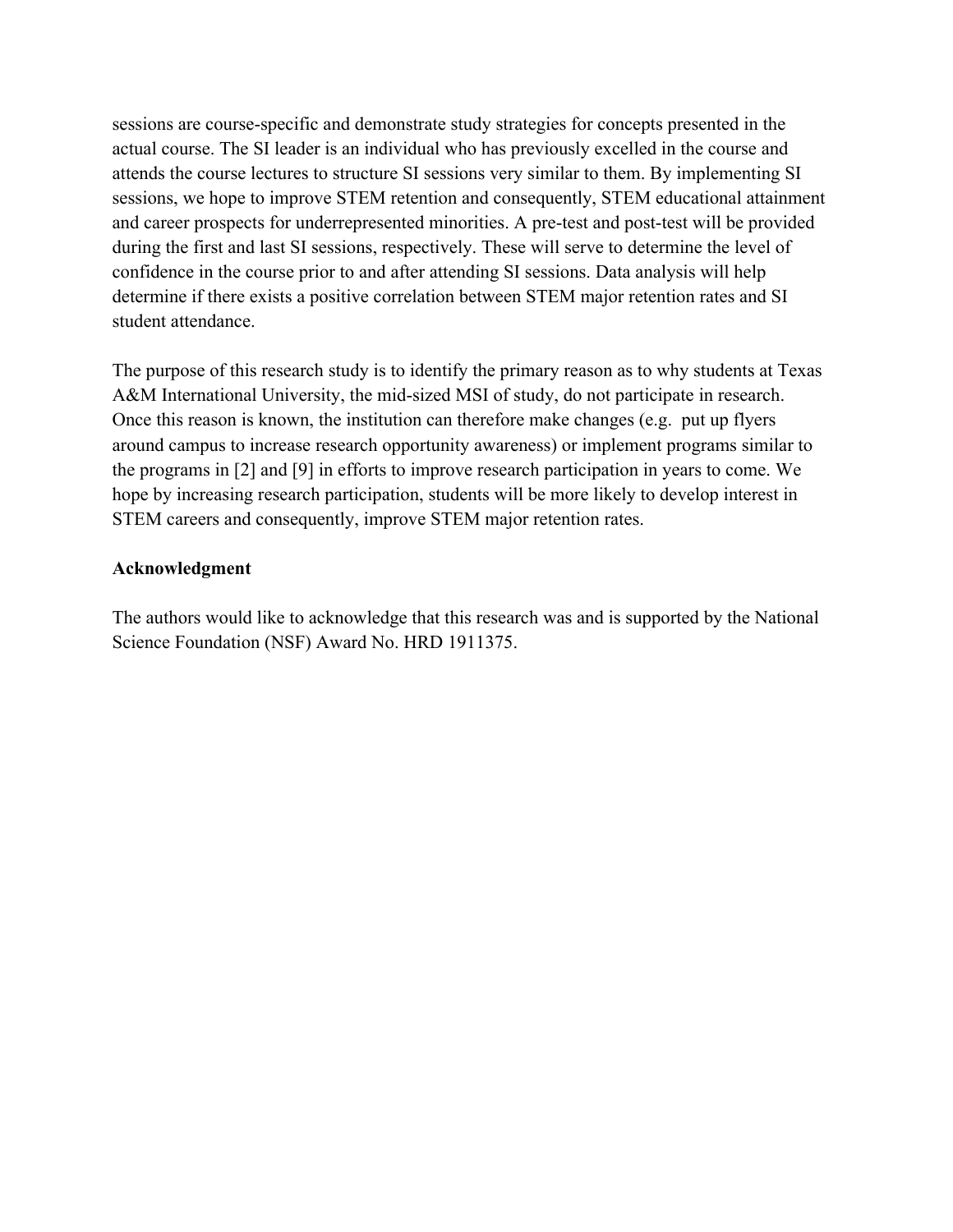sessions are course-specific and demonstrate study strategies for concepts presented in the actual course. The SI leader is an individual who has previously excelled in the course and attends the course lectures to structure SI sessions very similar to them. By implementing SI sessions, we hope to improve STEM retention and consequently, STEM educational attainment and career prospects for underrepresented minorities. A pre-test and post-test will be provided during the first and last SI sessions, respectively. These will serve to determine the level of confidence in the course prior to and after attending SI sessions. Data analysis will help determine if there exists a positive correlation between STEM major retention rates and SI student attendance.

The purpose of this research study is to identify the primary reason as to why students at Texas A&M International University, the mid-sized MSI of study, do not participate in research. Once this reason is known, the institution can therefore make changes (e.g. put up flyers around campus to increase research opportunity awareness) or implement programs similar to the programs in [2] and [9] in efforts to improve research participation in years to come. We hope by increasing research participation, students will be more likely to develop interest in STEM careers and consequently, improve STEM major retention rates.

**Acknowledgment**

The authors would like to acknowledge that this research was and is supported by the National Science Foundation (NSF) Award No. HRD 1911375.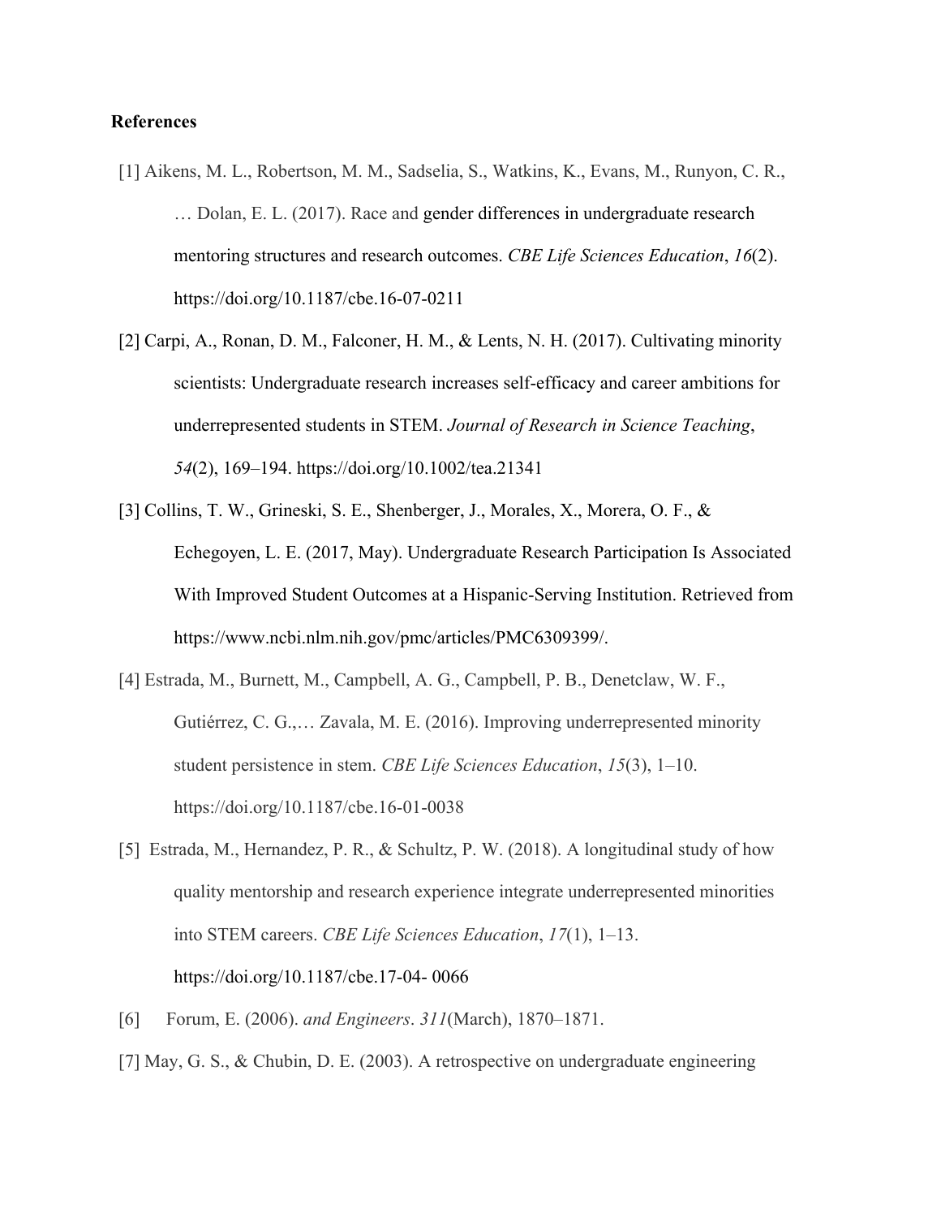**References**

[1] Aikens, M. L., Robertson, M. M., Sadselia, S., Watkins, K., Evans, M., Runyon, C. R., … Dolan, E. L. (2017). Race and gender differences in undergraduate research mentoring structures and research outcomes. *CBE Life Sciences Education*, *16*(2). https://doi.org/10.1187/cbe.16-07-0211

[2] Carpi, A., Ronan, D. M., Falconer, H. M., & Lents, N. H. (2017). Cultivating minority scientists: Undergraduate research increases self-efficacy and career ambitions for underrepresented students in STEM. *Journal of Research in Science Teaching*, *54*(2), 169–194. https://doi.org/10.1002/tea.21341

[3] Collins, T. W., Grineski, S. E., Shenberger, J., Morales, X., Morera, O. F., & Echegoyen, L. E. (2017, May). Undergraduate Research Participation Is Associated With Improved Student Outcomes at a Hispanic-Serving Institution. Retrieved from https://www.ncbi.nlm.nih.gov/pmc/articles/PMC6309399/.

[4] Estrada, M., Burnett, M., Campbell, A. G., Campbell, P. B., Denetclaw, W. F., Gutiérrez, C. G.,… Zavala, M. E. (2016). Improving underrepresented minority student persistence in stem. *CBE Life Sciences Education*, *15*(3), 1–10. https://doi.org/10.1187/cbe.16-01-0038

[5] Estrada, M., Hernandez, P. R., & Schultz, P. W. (2018). A longitudinal study of how quality mentorship and research experience integrate underrepresented minorities into STEM careers. *CBE Life Sciences Education*, *17*(1), 1–13. https://doi.org/10.1187/cbe.17-04- 0066

[6] Forum, E. (2006). *and Engineers*. *311*(March), 1870–1871.

[7] May, G. S., & Chubin, D. E. (2003). A retrospective on undergraduate engineering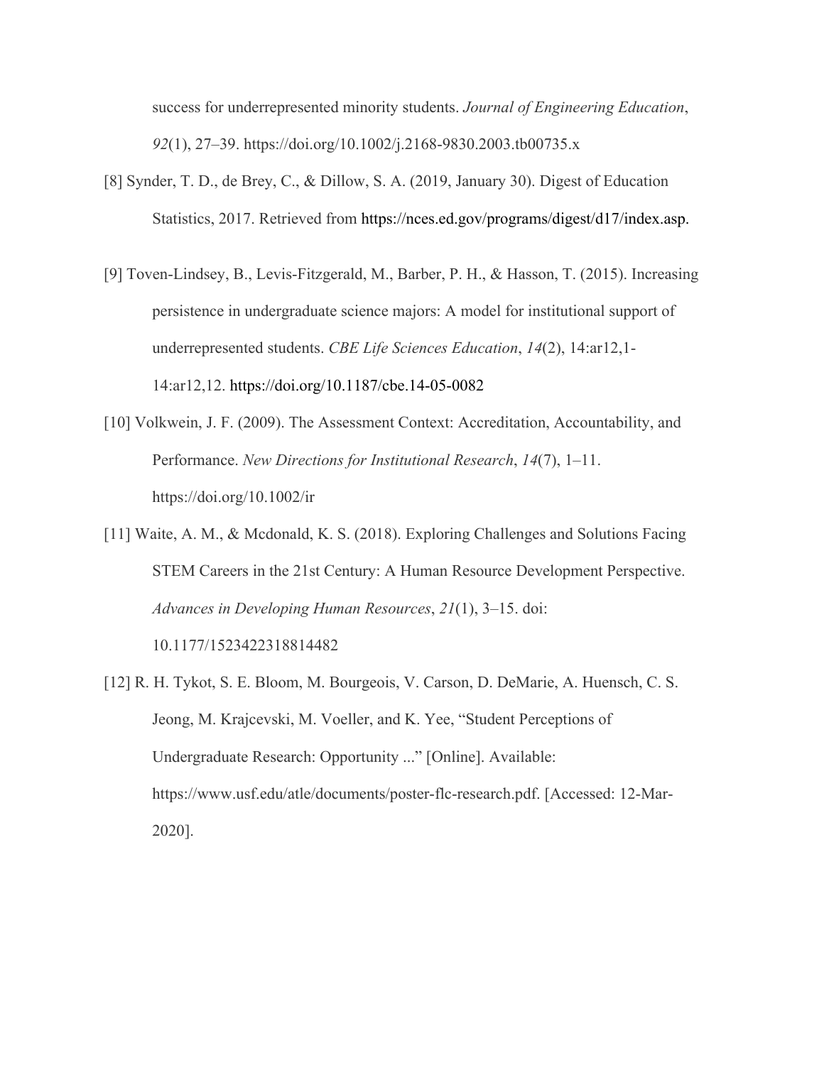success for underrepresented minority students. *Journal of Engineering Education*, *92*(1), 27–39. https://doi.org/10.1002/j.2168-9830.2003.tb00735.x

[8] Synder, T. D., de Brey, C., & Dillow, S. A. (2019, January 30). Digest of Education Statistics, 2017. Retrieved from https://nces.ed.gov/programs/digest/d17/index.asp.

[9] Toven-Lindsey, B., Levis-Fitzgerald, M., Barber, P. H., & Hasson, T. (2015). Increasing persistence in undergraduate science majors: A model for institutional support of underrepresented students. *CBE Life Sciences Education*, *14*(2), 14:ar12,1-14:ar12,12. https://doi.org/10.1187/cbe.14-05-0082

[10] Volkwein, J. F. (2009). The Assessment Context: Accreditation, Accountability, and Performance. *New Directions for Institutional Research*, *14*(7), 1–11. https://doi.org/10.1002/ir

[11] Waite, A. M., & Mcdonald, K. S. (2018). Exploring Challenges and Solutions Facing STEM Careers in the 21st Century: A Human Resource Development Perspective. *Advances in Developing Human Resources*, *21*(1), 3–15. doi: 10.1177/1523422318814482

[12] R. H. Tykot, S. E. Bloom, M. Bourgeois, V. Carson, D. DeMarie, A. Huensch, C. S. Jeong, M. Krajcevski, M. Voeller, and K. Yee, "Student Perceptions of Undergraduate Research: Opportunity ..." [Online]. Available: https://www.usf.edu/atle/documents/poster-flc-research.pdf. [Accessed: 12-Mar-2020].